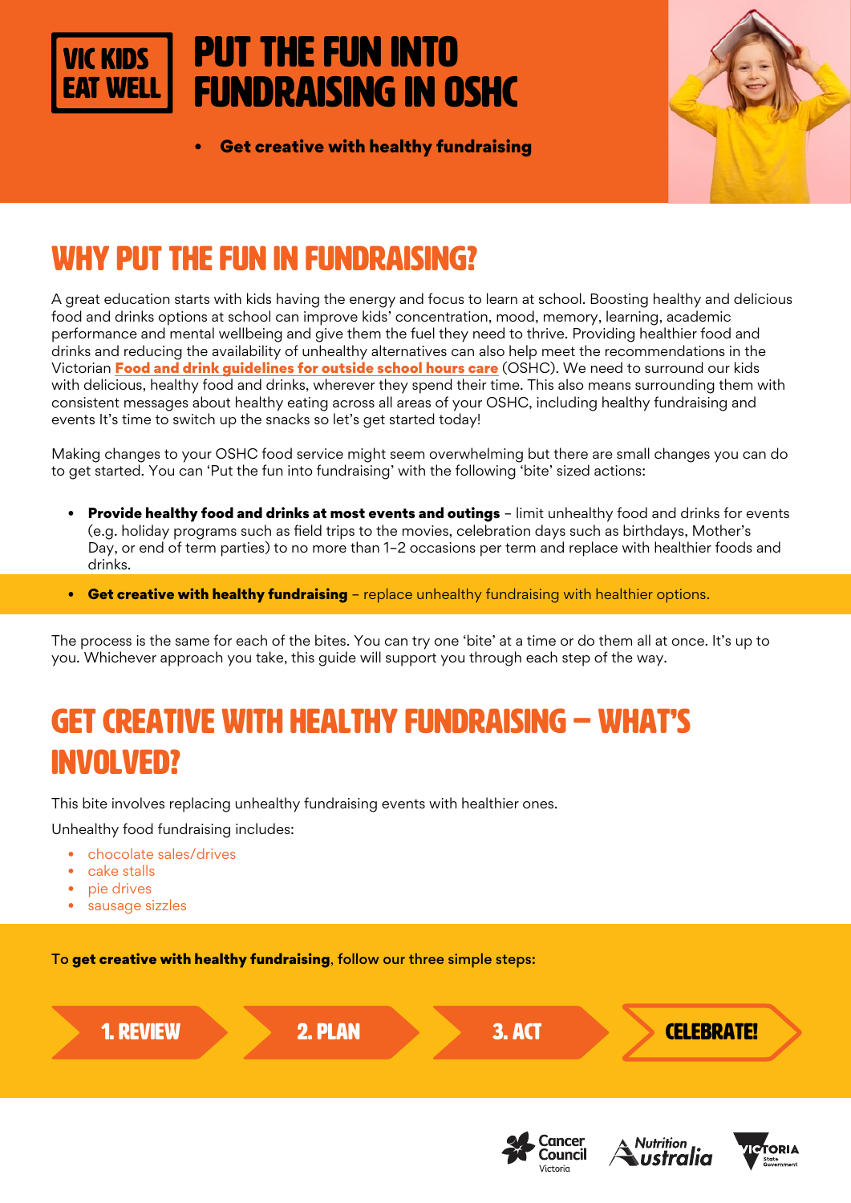VIC KIDS EAT WELL

# PUT THE FUN INTO FUNDRAISING IN OSHC

- **Get creative with healthy fundraising**

## WHY PUT THE FUN IN FUNDRAISING?

A great education starts with kids having the energy and focus to learn at school. Boosting healthy and delicious food and drinks options at school can improve kids' concentration, mood, memory, learning, academic performance and mental wellbeing and give them the fuel they need to thrive. Providing healthier food and drinks and reducing the availability of unhealthy alternatives can also help meet the recommendations in the Victorian **Food and drink guidelines for outside school hours care** (OSHC). We need to surround our kids with delicious, healthy food and drinks, wherever they spend their time. This also means surrounding them with consistent messages about healthy eating across all areas of your OSHC, including healthy fundraising and events It's time to switch up the snacks so let's get started today!

Making changes to your OSHC food service might seem overwhelming but there are small changes you can do to get started. You can 'Put the fun into fundraising' with the following 'bite' sized actions:

- **Provide healthy food and drinks at most events and outings** – limit unhealthy food and drinks for events (e.g. holiday programs such as field trips to the movies, celebration days such as birthdays, Mother's Day, or end of term parties) to no more than 1–2 occasions per term and replace with healthier foods and drinks.
- **Get creative with healthy fundraising** – replace unhealthy fundraising with healthier options.

The process is the same for each of the bites. You can try one 'bite' at a time or do them all at once. It's up to you. Whichever approach you take, this guide will support you through each step of the way.

## GET CREATIVE WITH HEALTHY FUNDRAISING – WHAT'S INVOLVED?

This bite involves replacing unhealthy fundraising events with healthier ones.

Unhealthy food fundraising includes:

- chocolate sales/drives
- cake stalls
- pie drives
- sausage sizzles

To **get creative with healthy fundraising**, follow our three simple steps:

1. REVIEW → 2. PLAN → 3. ACT → CELEBRATE!

Cancer Council Victoria | Nutrition Australia | Victoria State Government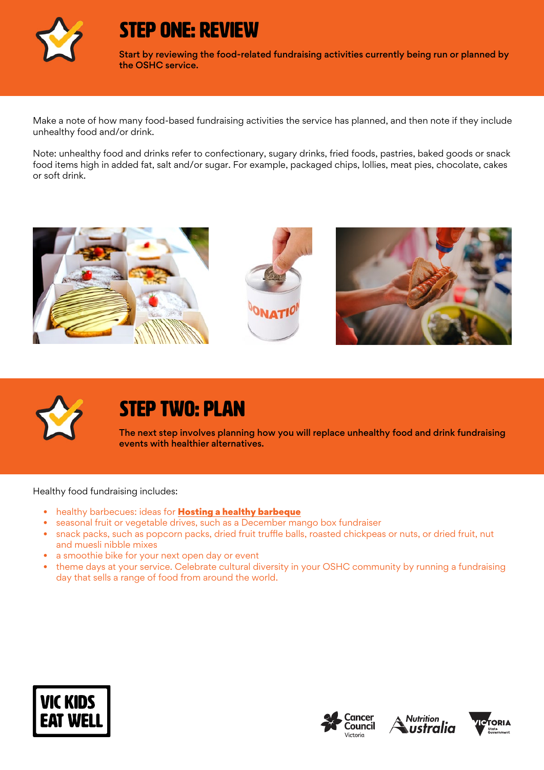# STEP ONE: REVIEW

**Start by reviewing the food-related fundraising activities currently being run or planned by the OSHC service.**

Make a note of how many food-based fundraising activities the service has planned, and then note if they include unhealthy food and/or drink.

Note: unhealthy food and drinks refer to confectionary, sugary drinks, fried foods, pastries, baked goods or snack food items high in added fat, salt and/or sugar. For example, packaged chips, lollies, meat pies, chocolate, cakes or soft drink.

# STEP TWO: PLAN

**The next step involves planning how you will replace unhealthy food and drink fundraising events with healthier alternatives.**

Healthy food fundraising includes:

- healthy barbecues: ideas for **Hosting a healthy barbeque**
- seasonal fruit or vegetable drives, such as a December mango box fundraiser
- snack packs, such as popcorn packs, dried fruit truffle balls, roasted chickpeas or nuts, or dried fruit, nut and muesli nibble mixes
- a smoothie bike for your next open day or event
- theme days at your service. Celebrate cultural diversity in your OSHC community by running a fundraising day that sells a range of food from around the world.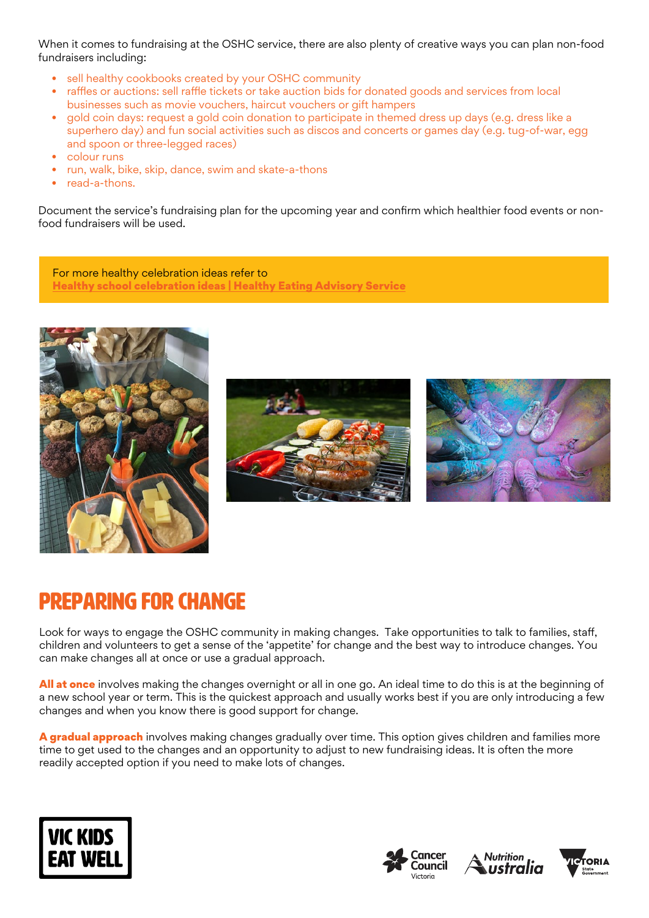When it comes to fundraising at the OSHC service, there are also plenty of creative ways you can plan non-food fundraisers including:

- sell healthy cookbooks created by your OSHC community
- raffles or auctions: sell raffle tickets or take auction bids for donated goods and services from local businesses such as movie vouchers, haircut vouchers or gift hampers
- gold coin days: request a gold coin donation to participate in themed dress up days (e.g. dress like a superhero day) and fun social activities such as discos and concerts or games day (e.g. tug-of-war, egg and spoon or three-legged races)
- colour runs
- run, walk, bike, skip, dance, swim and skate-a-thons
- read-a-thons.

Document the service's fundraising plan for the upcoming year and confirm which healthier food events or non-food fundraisers will be used.

> For more healthy celebration ideas refer to
> **Healthy school celebration ideas | Healthy Eating Advisory Service**

# PREPARING FOR CHANGE

Look for ways to engage the OSHC community in making changes. Take opportunities to talk to families, staff, children and volunteers to get a sense of the 'appetite' for change and the best way to introduce changes. You can make changes all at once or use a gradual approach.

**All at once** involves making the changes overnight or all in one go. An ideal time to do this is at the beginning of a new school year or term. This is the quickest approach and usually works best if you are only introducing a few changes and when you know there is good support for change.

**A gradual approach** involves making changes gradually over time. This option gives children and families more time to get used to the changes and an opportunity to adjust to new fundraising ideas. It is often the more readily accepted option if you need to make lots of changes.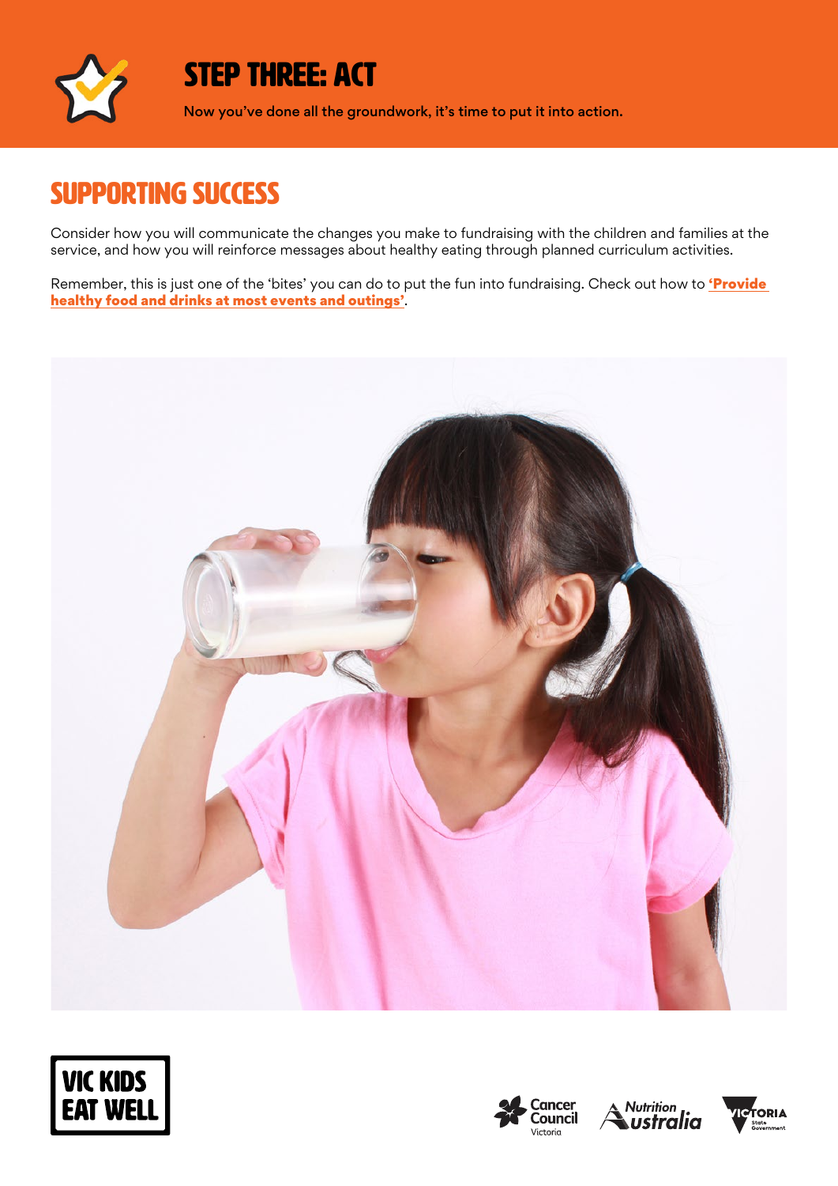# STEP THREE: ACT

Now you've done all the groundwork, it's time to put it into action.

## SUPPORTING SUCCESS

Consider how you will communicate the changes you make to fundraising with the children and families at the service, and how you will reinforce messages about healthy eating through planned curriculum activities.

Remember, this is just one of the 'bites' you can do to put the fun into fundraising. Check out how to **'Provide healthy food and drinks at most events and outings'**.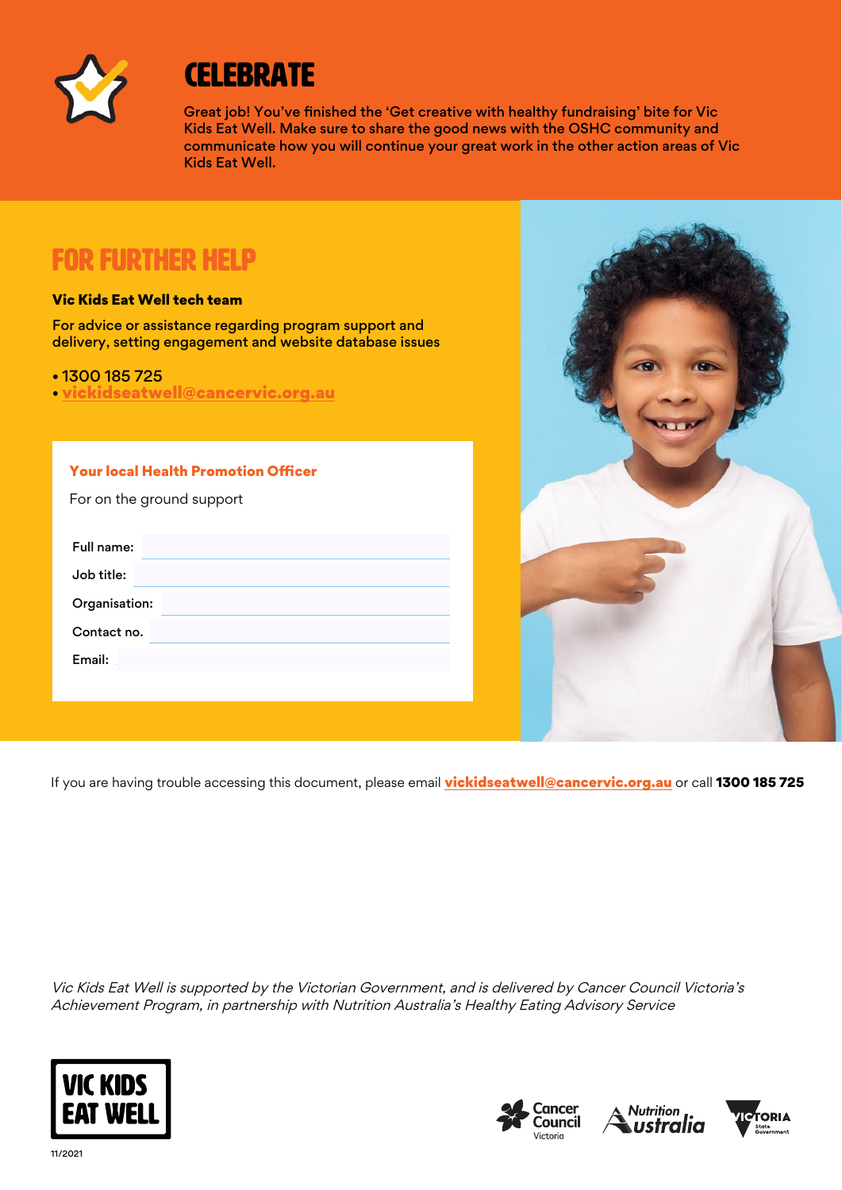# CELEBRATE

Great job! You've finished the 'Get creative with healthy fundraising' bite for Vic Kids Eat Well. Make sure to share the good news with the OSHC community and communicate how you will continue your great work in the other action areas of Vic Kids Eat Well.

## FOR FURTHER HELP

**Vic Kids Eat Well tech team**

For advice or assistance regarding program support and delivery, setting engagement and website database issues

- 1300 185 725
- vickidseatwell@cancervic.org.au

### Your local Health Promotion Officer

For on the ground support

Full name:

Job title:

Organisation:

Contact no.

Email:

If you are having trouble accessing this document, please email **vickidseatwell@cancervic.org.au** or call **1300 185 725**

*Vic Kids Eat Well is supported by the Victorian Government, and is delivered by Cancer Council Victoria's Achievement Program, in partnership with Nutrition Australia's Healthy Eating Advisory Service*

VIC KIDS EAT WELL

Cancer Council Victoria

Nutrition Australia

Victoria State Government

11/2021